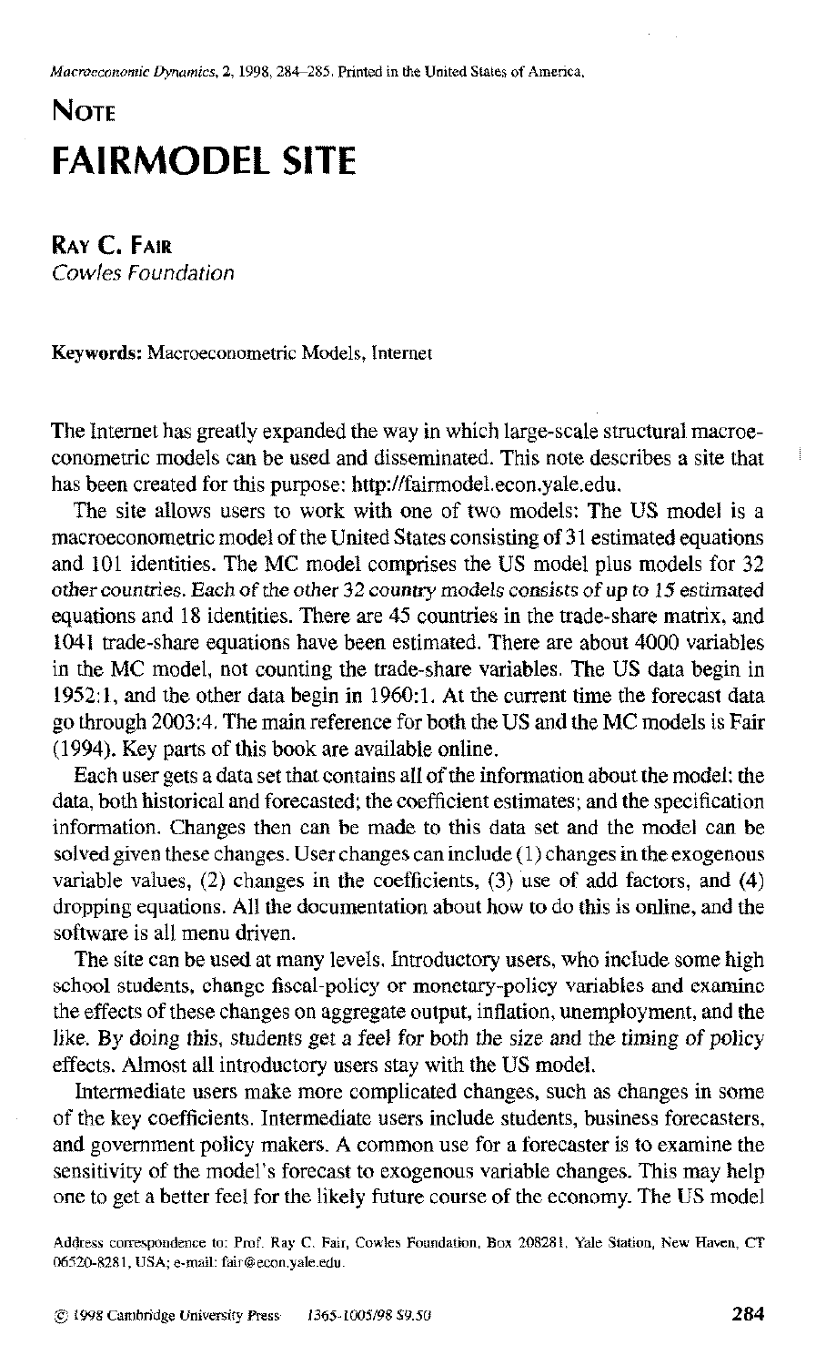# NOTE

# FAIRMODEL SITE

**RAY C. FAIR**
*Cowles Foundation*

**Keywords:** Macroeconometric Models, Internet

The Internet has greatly expanded the way in which large-scale structural macroeconometric models can be used and disseminated. This note describes a site that has been created for this purpose: http://fairmodel.econ.yale.edu.

The site allows users to work with one of two models: The US model is a macroeconometric model of the United States consisting of 31 estimated equations and 101 identities. The MC model comprises the US model plus models for 32 other countries. Each of the other 32 country models consists of up to 15 estimated equations and 18 identities. There are 45 countries in the trade-share matrix, and 1041 trade-share equations have been estimated. There are about 4000 variables in the MC model, not counting the trade-share variables. The US data begin in 1952:1, and the other data begin in 1960:1. At the current time the forecast data go through 2003:4. The main reference for both the US and the MC models is Fair (1994). Key parts of this book are available online.

Each user gets a data set that contains all of the information about the model: the data, both historical and forecasted; the coefficient estimates; and the specification information. Changes then can be made to this data set and the model can be solved given these changes. User changes can include (1) changes in the exogenous variable values, (2) changes in the coefficients, (3) use of add factors, and (4) dropping equations. All the documentation about how to do this is online, and the software is all menu driven.

The site can be used at many levels. Introductory users, who include some high school students, change fiscal-policy or monetary-policy variables and examine the effects of these changes on aggregate output, inflation, unemployment, and the like. By doing this, students get a feel for both the size and the timing of policy effects. Almost all introductory users stay with the US model.

Intermediate users make more complicated changes, such as changes in some of the key coefficients. Intermediate users include students, business forecasters, and government policy makers. A common use for a forecaster is to examine the sensitivity of the model's forecast to exogenous variable changes. This may help one to get a better feel for the likely future course of the economy. The US model

Address correspondence to: Prof. Ray C. Fair, Cowles Foundation, Box 208281, Yale Station, New Haven, CT 06520-8281, USA; e-mail: fair@econ.yale.edu.

© 1998 Cambridge University Press 1365-1005/98 $9.50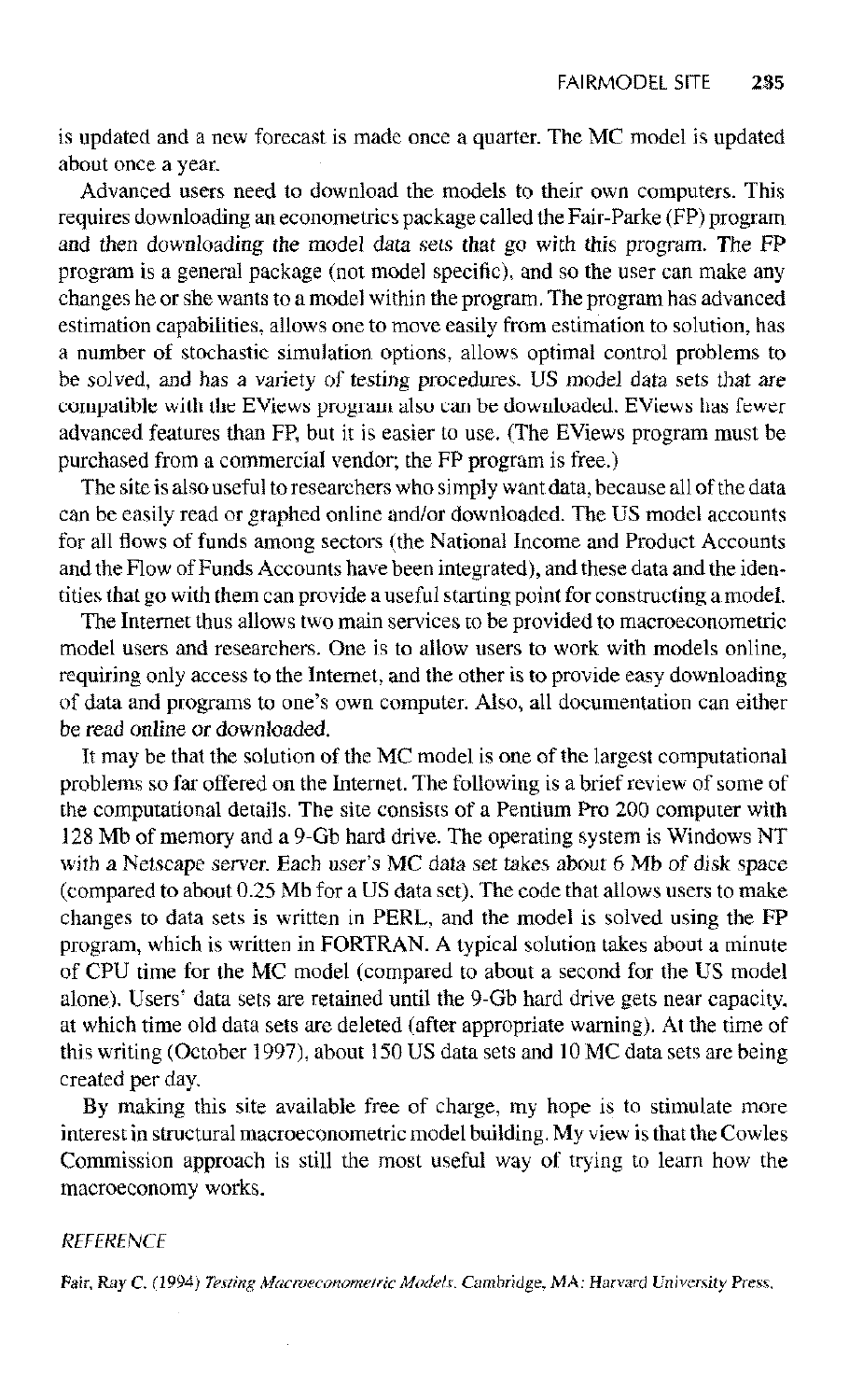is updated and a new forecast is made once a quarter. The MC model is updated about once a year.

Advanced users need to download the models to their own computers. This requires downloading an econometrics package called the Fair-Parke (FP) program and then downloading the model data sets that go with this program. The FP program is a general package (not model specific), and so the user can make any changes he or she wants to a model within the program. The program has advanced estimation capabilities, allows one to move easily from estimation to solution, has a number of stochastic simulation options, allows optimal control problems to be solved, and has a variety of testing procedures. US model data sets that are compatible with the EViews program also can be downloaded. EViews has fewer advanced features than FP, but it is easier to use. (The EViews program must be purchased from a commercial vendor; the FP program is free.)

The site is also useful to researchers who simply want data, because all of the data can be easily read or graphed online and/or downloaded. The US model accounts for all flows of funds among sectors (the National Income and Product Accounts and the Flow of Funds Accounts have been integrated), and these data and the identities that go with them can provide a useful starting point for constructing a model.

The Internet thus allows two main services to be provided to macroeconometric model users and researchers. One is to allow users to work with models online, requiring only access to the Internet, and the other is to provide easy downloading of data and programs to one's own computer. Also, all documentation can either be read online or downloaded.

It may be that the solution of the MC model is one of the largest computational problems so far offered on the Internet. The following is a brief review of some of the computational details. The site consists of a Pentium Pro 200 computer with 128 Mb of memory and a 9-Gb hard drive. The operating system is Windows NT with a Netscape server. Each user's MC data set takes about 6 Mb of disk space (compared to about 0.25 Mb for a US data set). The code that allows users to make changes to data sets is written in PERL, and the model is solved using the FP program, which is written in FORTRAN. A typical solution takes about a minute of CPU time for the MC model (compared to about a second for the US model alone). Users' data sets are retained until the 9-Gb hard drive gets near capacity, at which time old data sets are deleted (after appropriate warning). At the time of this writing (October 1997), about 150 US data sets and 10 MC data sets are being created per day.

By making this site available free of charge, my hope is to stimulate more interest in structural macroeconometric model building. My view is that the Cowles Commission approach is still the most useful way of trying to learn how the macroeconomy works.

## REFERENCE

Fair, Ray C. (1994) *Testing Macroeconometric Models*. Cambridge, MA: Harvard University Press.